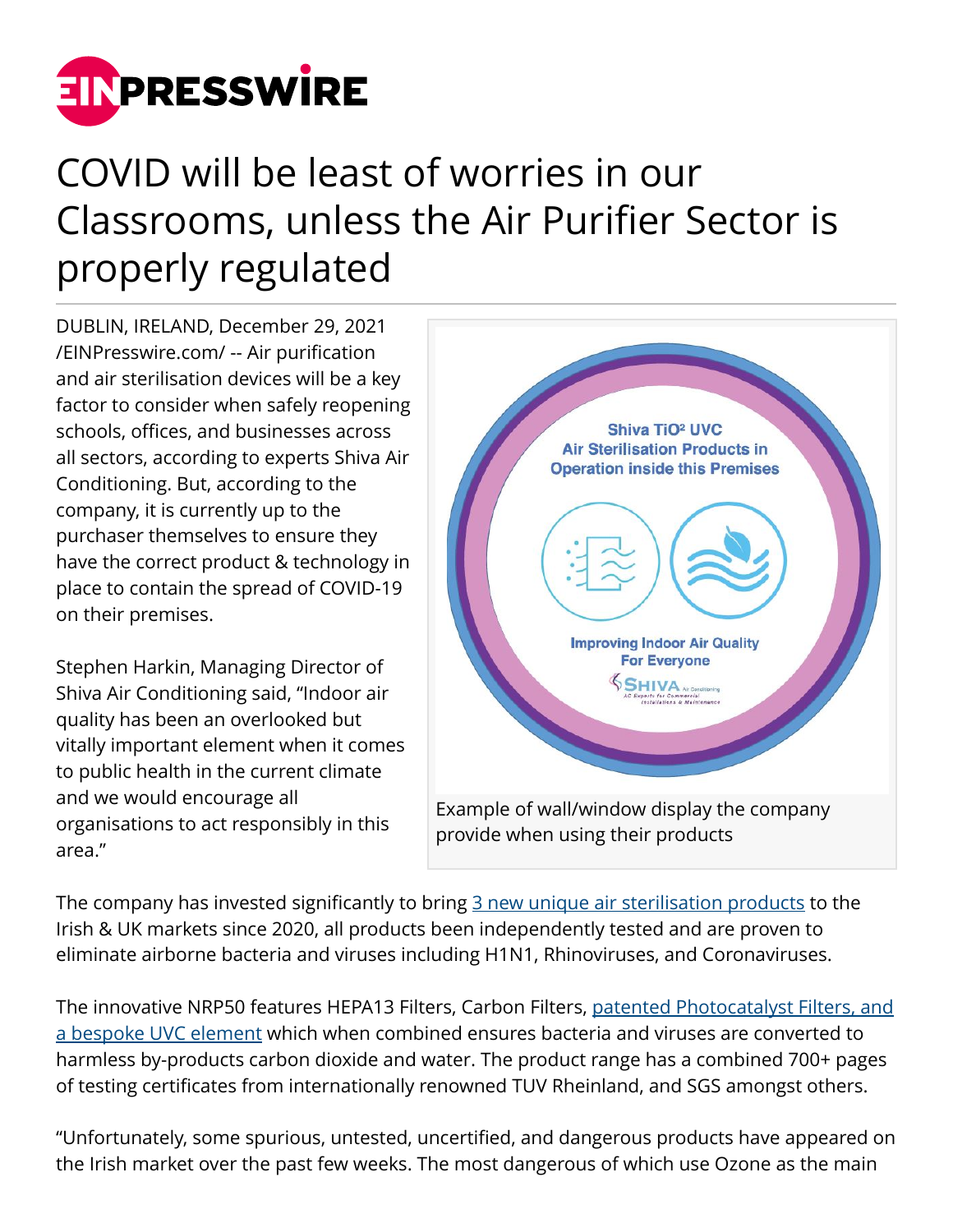# COVID will be least of worries in our Classrooms, unless the Air Purifier Sector is properly regulated

DUBLIN, IRELAND, December 29, 2021 /EINPresswire.com/ -- Air purification and air sterilisation devices will be a key factor to consider when safely reopening schools, offices, and businesses across all sectors, according to experts Shiva Air Conditioning. But, according to the company, it is currently up to the purchaser themselves to ensure they have the correct product & technology in place to contain the spread of COVID-19 on their premises.

Stephen Harkin, Managing Director of Shiva Air Conditioning said, "Indoor air quality has been an overlooked but vitally important element when it comes to public health in the current climate and we would encourage all organisations to act responsibly in this area."

Example of wall/window display the company provide when using their products

The company has invested significantly to bring 3 new unique air sterilisation products to the Irish & UK markets since 2020, all products been independently tested and are proven to eliminate airborne bacteria and viruses including H1N1, Rhinoviruses, and Coronaviruses.

The innovative NRP50 features HEPA13 Filters, Carbon Filters, patented Photocatalyst Filters, and a bespoke UVC element which when combined ensures bacteria and viruses are converted to harmless by-products carbon dioxide and water. The product range has a combined 700+ pages of testing certificates from internationally renowned TUV Rheinland, and SGS amongst others.

"Unfortunately, some spurious, untested, uncertified, and dangerous products have appeared on the Irish market over the past few weeks. The most dangerous of which use Ozone as the main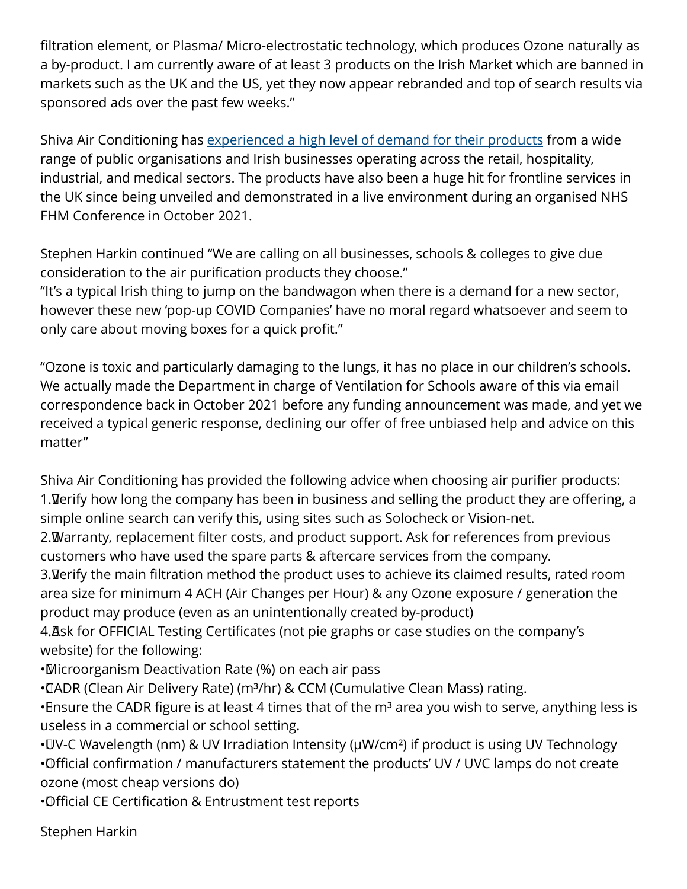filtration element, or Plasma/ Micro-electrostatic technology, which produces Ozone naturally as a by-product. I am currently aware of at least 3 products on the Irish Market which are banned in markets such as the UK and the US, yet they now appear rebranded and top of search results via sponsored ads over the past few weeks."

Shiva Air Conditioning has experienced a high level of demand for their products from a wide range of public organisations and Irish businesses operating across the retail, hospitality, industrial, and medical sectors. The products have also been a huge hit for frontline services in the UK since being unveiled and demonstrated in a live environment during an organised NHS FHM Conference in October 2021.

Stephen Harkin continued "We are calling on all businesses, schools & colleges to give due consideration to the air purification products they choose."
"It's a typical Irish thing to jump on the bandwagon when there is a demand for a new sector, however these new 'pop-up COVID Companies' have no moral regard whatsoever and seem to only care about moving boxes for a quick profit."

"Ozone is toxic and particularly damaging to the lungs, it has no place in our children's schools. We actually made the Department in charge of Ventilation for Schools aware of this via email correspondence back in October 2021 before any funding announcement was made, and yet we received a typical generic response, declining our offer of free unbiased help and advice on this matter"

Shiva Air Conditioning has provided the following advice when choosing air purifier products:

1. Verify how long the company has been in business and selling the product they are offering, a simple online search can verify this, using sites such as Solocheck or Vision-net.
2. Warranty, replacement filter costs, and product support. Ask for references from previous customers who have used the spare parts & aftercare services from the company.
3. Verify the main filtration method the product uses to achieve its claimed results, rated room area size for minimum 4 ACH (Air Changes per Hour) & any Ozone exposure / generation the product may produce (even as an unintentionally created by-product)
4. Ask for OFFICIAL Testing Certificates (not pie graphs or case studies on the company's website) for the following:

- Microorganism Deactivation Rate (%) on each air pass
- CADR (Clean Air Delivery Rate) ($m^3$/hr) & CCM (Cumulative Clean Mass) rating.
- Ensure the CADR figure is at least 4 times that of the $m^3$ area you wish to serve, anything less is useless in a commercial or school setting.
- UV-C Wavelength (nm) & UV Irradiation Intensity (μW/$cm^2$) if product is using UV Technology
- Official confirmation / manufacturers statement the products' UV / UVC lamps do not create ozone (most cheap versions do)
- Official CE Certification & Entrustment test reports

Stephen Harkin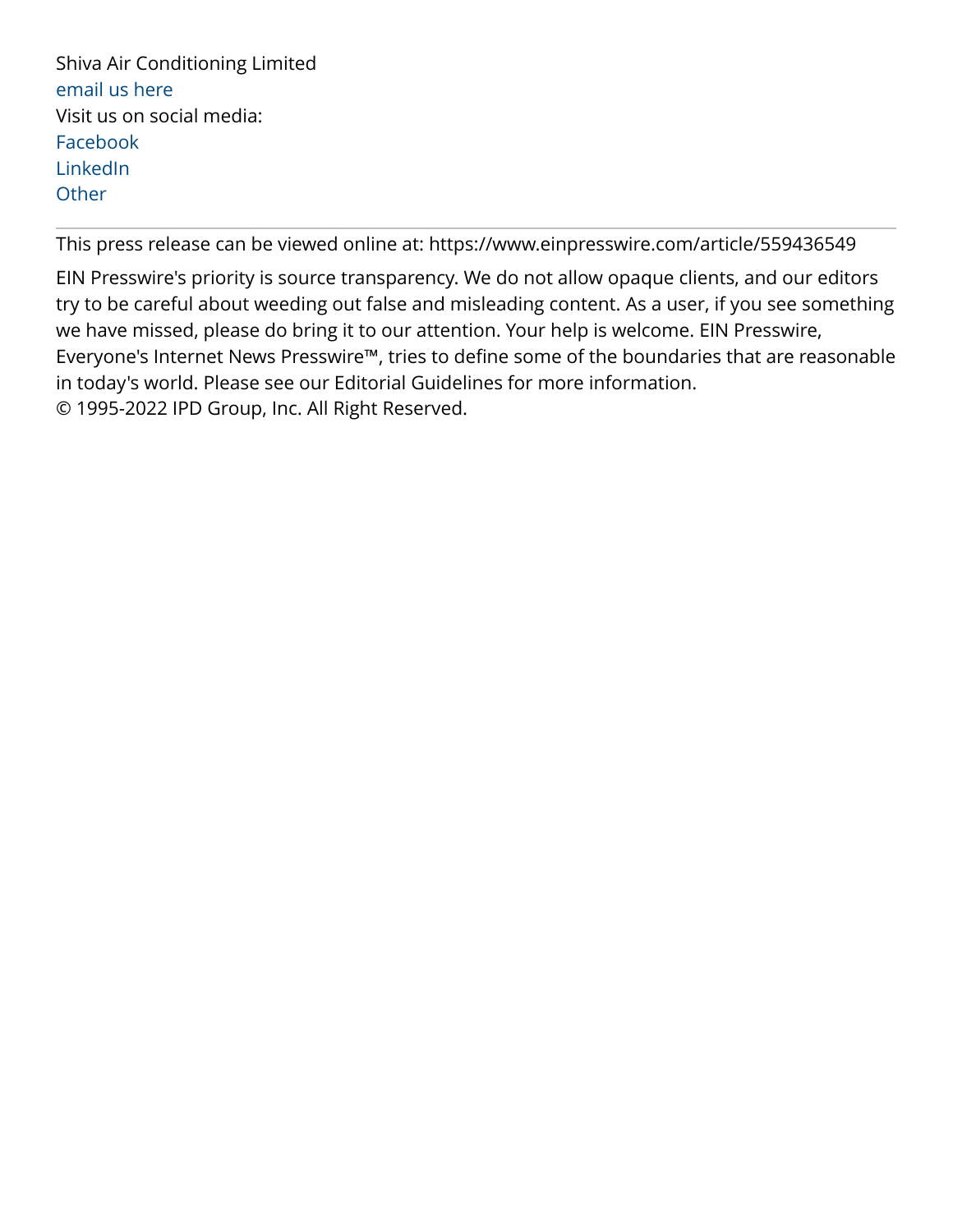Shiva Air Conditioning Limited
email us here
Visit us on social media:
Facebook
LinkedIn
Other

---

This press release can be viewed online at: https://www.einpresswire.com/article/559436549

EIN Presswire's priority is source transparency. We do not allow opaque clients, and our editors try to be careful about weeding out false and misleading content. As a user, if you see something we have missed, please do bring it to our attention. Your help is welcome. EIN Presswire, Everyone's Internet News Presswire™, tries to define some of the boundaries that are reasonable in today's world. Please see our Editorial Guidelines for more information.
© 1995-2022 IPD Group, Inc. All Right Reserved.